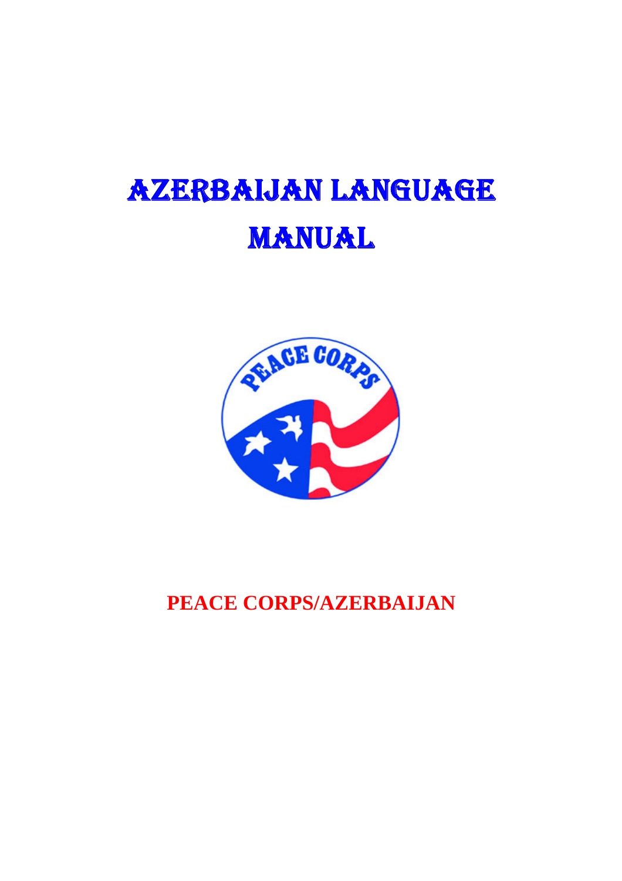# AZERBAIJAN LANGUAGE MANUAL

**PEACE CORPS/AZERBAIJAN**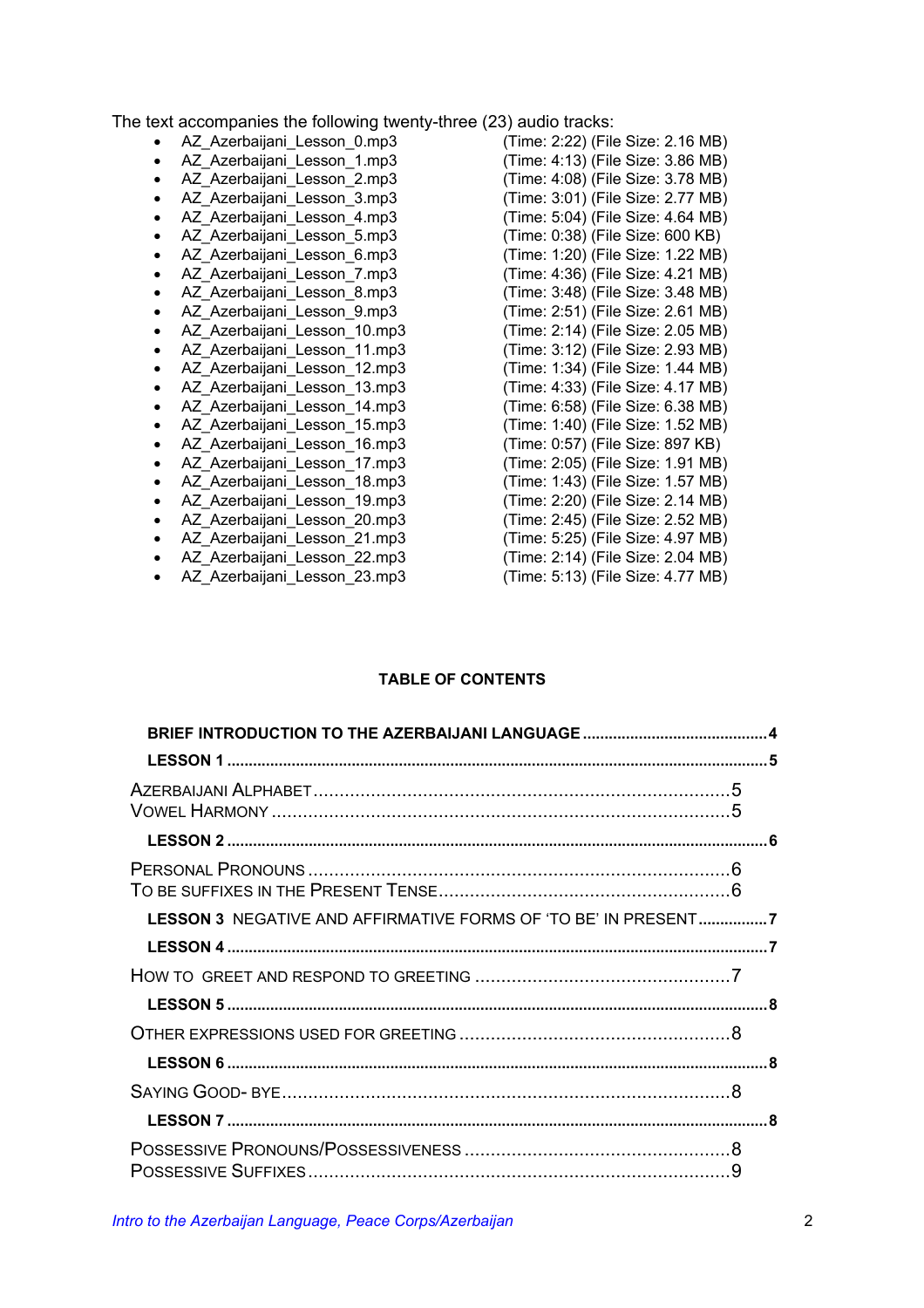The text accompanies the following twenty-three (23) audio tracks:

- AZ_Azerbaijani_Lesson_0.mp3 (Time: 2:22) (File Size: 2.16 MB)
- AZ_Azerbaijani_Lesson_1.mp3 (Time: 4:13) (File Size: 3.86 MB)
- AZ_Azerbaijani_Lesson_2.mp3 (Time: 4:08) (File Size: 3.78 MB)
- AZ_Azerbaijani_Lesson_3.mp3 (Time: 3:01) (File Size: 2.77 MB)
- AZ_Azerbaijani_Lesson_4.mp3 (Time: 5:04) (File Size: 4.64 MB)
- AZ_Azerbaijani_Lesson_5.mp3 (Time: 0:38) (File Size: 600 KB)
- AZ_Azerbaijani_Lesson_6.mp3 (Time: 1:20) (File Size: 1.22 MB)
- AZ_Azerbaijani_Lesson_7.mp3 (Time: 4:36) (File Size: 4.21 MB)
- AZ_Azerbaijani_Lesson_8.mp3 (Time: 3:48) (File Size: 3.48 MB)
- AZ_Azerbaijani_Lesson_9.mp3 (Time: 2:51) (File Size: 2.61 MB)
- AZ_Azerbaijani_Lesson_10.mp3 (Time: 2:14) (File Size: 2.05 MB)
- AZ_Azerbaijani_Lesson_11.mp3 (Time: 3:12) (File Size: 2.93 MB)
- AZ_Azerbaijani_Lesson_12.mp3 (Time: 1:34) (File Size: 1.44 MB)
- AZ_Azerbaijani_Lesson_13.mp3 (Time: 4:33) (File Size: 4.17 MB)
- AZ_Azerbaijani_Lesson_14.mp3 (Time: 6:58) (File Size: 6.38 MB)
- AZ_Azerbaijani_Lesson_15.mp3 (Time: 1:40) (File Size: 1.52 MB)
- AZ_Azerbaijani_Lesson_16.mp3 (Time: 0:57) (File Size: 897 KB)
- AZ_Azerbaijani_Lesson_17.mp3 (Time: 2:05) (File Size: 1.91 MB)
- AZ_Azerbaijani_Lesson_18.mp3 (Time: 1:43) (File Size: 1.57 MB)
- AZ_Azerbaijani_Lesson_19.mp3 (Time: 2:20) (File Size: 2.14 MB)
- AZ_Azerbaijani_Lesson_20.mp3 (Time: 2:45) (File Size: 2.52 MB)
- AZ_Azerbaijani_Lesson_21.mp3 (Time: 5:25) (File Size: 4.97 MB)
- AZ_Azerbaijani_Lesson_22.mp3 (Time: 2:14) (File Size: 2.04 MB)
- AZ_Azerbaijani_Lesson_23.mp3 (Time: 5:13) (File Size: 4.77 MB)

## TABLE OF CONTENTS

**BRIEF INTRODUCTION TO THE AZERBAIJANI LANGUAGE ........ 4**

**LESSON 1 ........ 5**

AZERBAIJANI ALPHABET ........ 5
VOWEL HARMONY ........ 5

**LESSON 2 ........ 6**

PERSONAL PRONOUNS ........ 6
TO BE SUFFIXES IN THE PRESENT TENSE ........ 6

**LESSON 3 NEGATIVE AND AFFIRMATIVE FORMS OF 'TO BE' IN PRESENT ........ 7**

**LESSON 4 ........ 7**

HOW TO GREET AND RESPOND TO GREETING ........ 7

**LESSON 5 ........ 8**

OTHER EXPRESSIONS USED FOR GREETING ........ 8

**LESSON 6 ........ 8**

SAYING GOOD- BYE ........ 8

**LESSON 7 ........ 8**

POSSESSIVE PRONOUNS/POSSESSIVENESS ........ 8
POSSESSIVE SUFFIXES ........ 9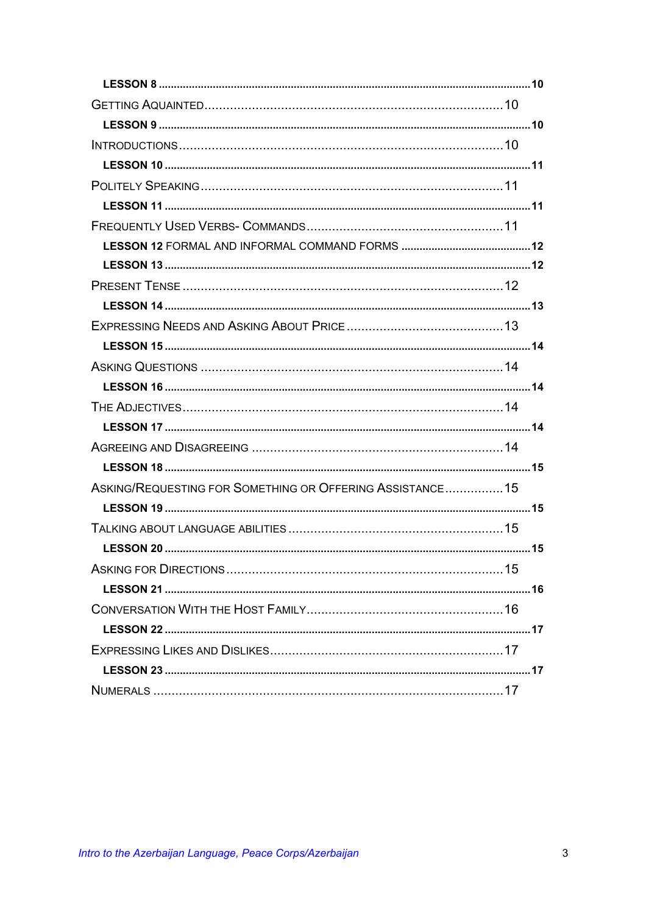**LESSON 8** ........................................................................................................ **10**

GETTING AQUAINTED .......................................................................... 10

**LESSON 9** ........................................................................................................ **10**

INTRODUCTIONS ................................................................................ 10

**LESSON 10** ...................................................................................................... **11**

POLITELY SPEAKING .......................................................................... 11

**LESSON 11** ...................................................................................................... **11**

FREQUENTLY USED VERBS- COMMANDS ............................................ 11

**LESSON 12** FORMAL AND INFORMAL COMMAND FORMS ........................................ **12**

**LESSON 13** ...................................................................................................... **12**

PRESENT TENSE ............................................................................... 12

**LESSON 14** ...................................................................................................... **13**

EXPRESSING NEEDS AND ASKING ABOUT PRICE .................................. 13

**LESSON 15** ...................................................................................................... **14**

ASKING QUESTIONS .......................................................................... 14

**LESSON 16** ...................................................................................................... **14**

THE ADJECTIVES ............................................................................... 14

**LESSON 17** ...................................................................................................... **14**

AGREEING AND DISAGREEING ........................................................... 14

**LESSON 18** ...................................................................................................... **15**

ASKING/REQUESTING FOR SOMETHING OR OFFERING ASSISTANCE ................ 15

**LESSON 19** ...................................................................................................... **15**

TALKING ABOUT LANGUAGE ABILITIES ................................................. 15

**LESSON 20** ...................................................................................................... **15**

ASKING FOR DIRECTIONS ................................................................... 15

**LESSON 21** ...................................................................................................... **16**

CONVERSATION WITH THE HOST FAMILY ............................................. 16

**LESSON 22** ...................................................................................................... **17**

EXPRESSING LIKES AND DISLIKES ...................................................... 17

**LESSON 23** ...................................................................................................... **17**

NUMERALS ....................................................................................... 17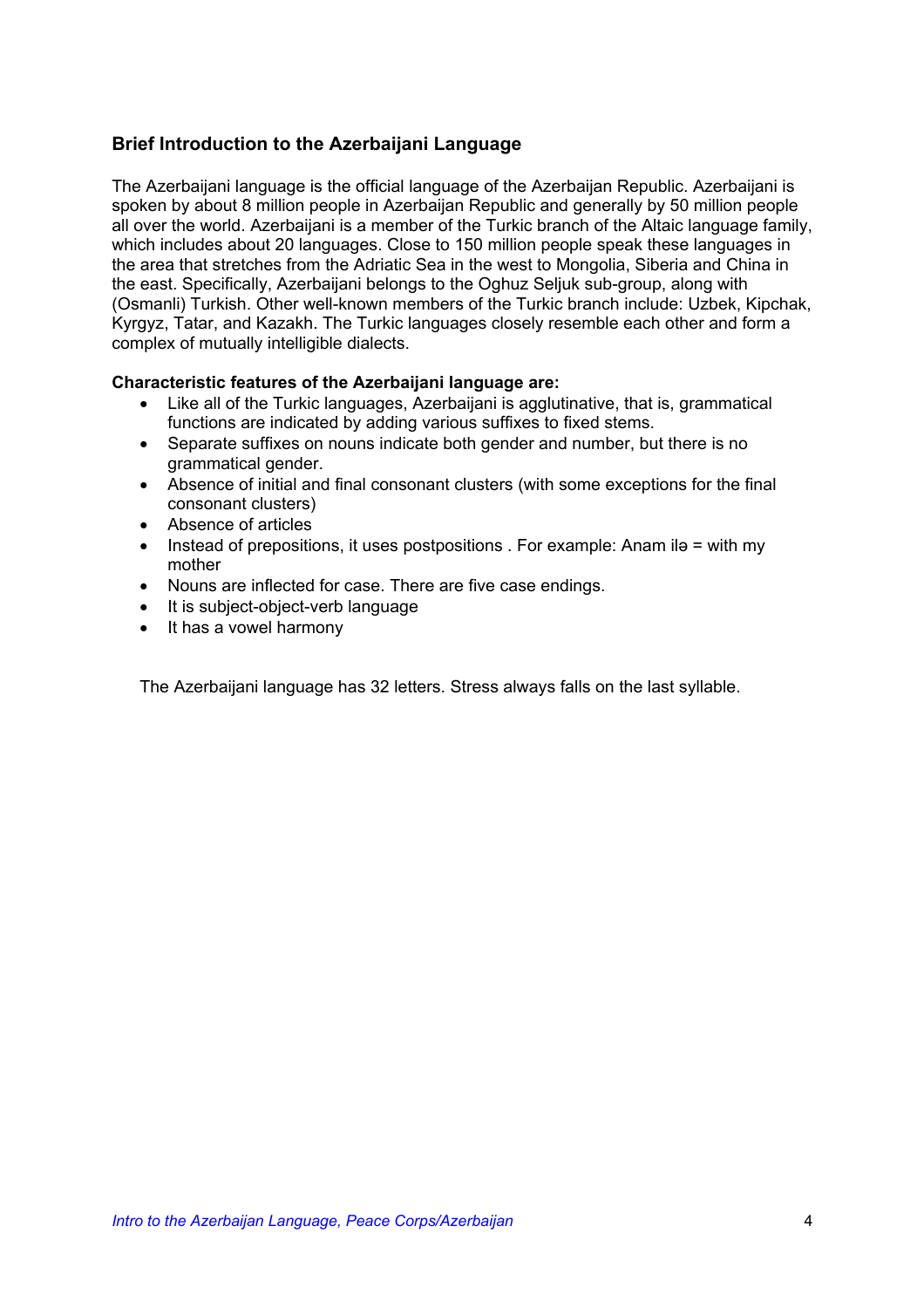## Brief Introduction to the Azerbaijani Language

The Azerbaijani language is the official language of the Azerbaijan Republic. Azerbaijani is spoken by about 8 million people in Azerbaijan Republic and generally by 50 million people all over the world. Azerbaijani is a member of the Turkic branch of the Altaic language family, which includes about 20 languages. Close to 150 million people speak these languages in the area that stretches from the Adriatic Sea in the west to Mongolia, Siberia and China in the east. Specifically, Azerbaijani belongs to the Oghuz Seljuk sub-group, along with (Osmanli) Turkish. Other well-known members of the Turkic branch include: Uzbek, Kipchak, Kyrgyz, Tatar, and Kazakh. The Turkic languages closely resemble each other and form a complex of mutually intelligible dialects.

**Characteristic features of the Azerbaijani language are:**

- Like all of the Turkic languages, Azerbaijani is agglutinative, that is, grammatical functions are indicated by adding various suffixes to fixed stems.
- Separate suffixes on nouns indicate both gender and number, but there is no grammatical gender.
- Absence of initial and final consonant clusters (with some exceptions for the final consonant clusters)
- Absence of articles
- Instead of prepositions, it uses postpositions . For example: Anam ilə = with my mother
- Nouns are inflected for case. There are five case endings.
- It is subject-object-verb language
- It has a vowel harmony

The Azerbaijani language has 32 letters. Stress always falls on the last syllable.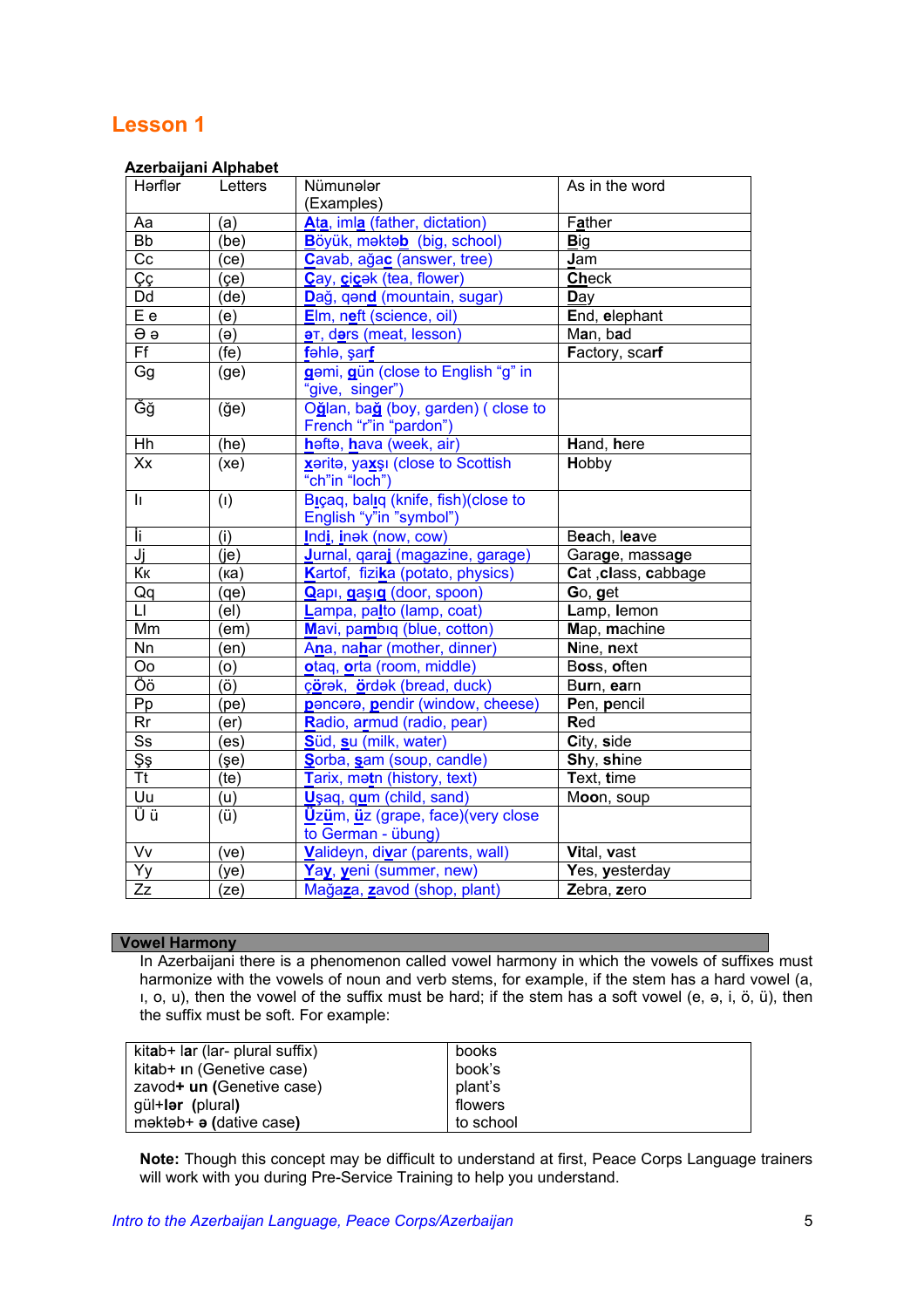# Lesson 1

**Azerbaijani Alphabet**

| Hərflər | Letters | Nümunələr (Examples) | As in the word |
|---|---|---|---|
| Aa | (a) | **A**t**a**, iml**a** (father, dictation) | F**a**ther |
| Bb | (be) | **B**öyük, məktə**b** (big, school) | **B**ig |
| Cc | (ce) | **C**avab, ağa**c** (answer, tree) | **J**am |
| Çç | (çe) | **Ç**ay, **ç**i**ç**ək (tea, flower) | **Ch**eck |
| Dd | (de) | **D**ağ, qən**d** (mountain, sugar) | **D**ay |
| E e | (e) | **E**lm, n**e**ft (science, oil) | **E**nd, **e**lephant |
| Ə ə | (ə) | **ə**t, d**ə**rs (meat, lesson) | M**a**n, b**a**d |
| Ff | (fe) | **f**əhlə, şar**f** | **F**actory, scar**f** |
| Gg | (ge) | **g**əmi, **g**ün (close to English "g" in "give, singer") | |
| Ğğ | (ğe) | O**ğ**lan, ba**ğ** (boy, garden) ( close to French "r"in "pardon") | |
| Hh | (he) | **h**əftə, **h**ava (week, air) | **H**and, **h**ere |
| Xx | (xe) | **x**ərit**ə**, ya**x**şı (close to Scottish "ch"in "loch") | **H**obby |
| Iı | (ı) | B**ı**çaq, bal**ı**q (knife, fish)(close to English "y"in "symbol") | |
| İi | (i) | **İ**nd**i**, **i**nək (now, cow) | B**ea**ch, l**ea**ve |
| Jj | (je) | **J**urnal, qara**j** (magazine, garage) | Gara**ge**, massa**ge** |
| Kк | (кa) | **K**artof, fizi**k**a (potato, physics) | **C**at ,**c**lass, **c**abbage |
| Qq | (qe) | **Q**apı, **q**aşı**q** (door, spoon) | **G**o, **g**et |
| Ll | (el) | **L**ampa, pa**l**to (lamp, coat) | **L**amp, **l**emon |
| Mm | (em) | **M**avi, pa**m**bıq (blue, cotton) | **M**ap, **m**achine |
| Nn | (en) | A**n**a, na**h**ar (mother, dinner) | **N**ine, **n**ext |
| Oo | (o) | **o**taq, **o**rta (room, middle) | B**o**ss, **o**ften |
| Öö | (ö) | ç**ö**rək, **ö**rdək (bread, duck) | B**ur**n, **ea**rn |
| Pp | (pe) | **p**əncərə, **p**endir (window, cheese) | **P**en, **p**encil |
| Rr | (er) | **R**adio, a**r**mud (radio, pear) | **R**ed |
| Ss | (es) | **S**üd, **s**u (milk, water) | **C**ity, **s**ide |
| Şş | (şe) | **Ş**orba, **ş**am (soup, candle) | **Sh**y, **sh**ine |
| Tt | (te) | **T**arix, mə**t**n (history, text) | **T**ext, **t**ime |
| Uu | (u) | **U**şaq, q**u**m (child, sand) | M**oo**n, s**ou**p |
| Ü ü | (ü) | **Ü**z**ü**m, **ü**z (grape, face)(very close to German - übung) | |
| Vv | (ve) | **V**alideyn, di**v**ar (parents, wall) | **V**ital, **v**ast |
| Yy | (ye) | Ya**y**, **y**eni (summer, new) | **Y**es, **y**esterday |
| Zz | (ze) | Mağa**z**a, **z**avod (shop, plant) | **Z**ebra, **z**ero |

## Vowel Harmony

In Azerbaijani there is a phenomenon called vowel harmony in which the vowels of suffixes must harmonize with the vowels of noun and verb stems, for example, if the stem has a hard vowel (a, ı, o, u), then the vowel of the suffix must be hard; if the stem has a soft vowel (e, ə, i, ö, ü), then the suffix must be soft. For example:

| | |
|---|---|
| kit**a**b+ **lar** (lar- plural suffix) | books |
| kit**a**b+ **ın** (Genetive case) | book's |
| zav**o**d**+ un (**Genetive case) | plant's |
| g**ü**l+**lər** (plural) | flowers |
| məkt**ə**b+ **ə** (dative case**)** | to school |

**Note:** Though this concept may be difficult to understand at first, Peace Corps Language trainers will work with you during Pre-Service Training to help you understand.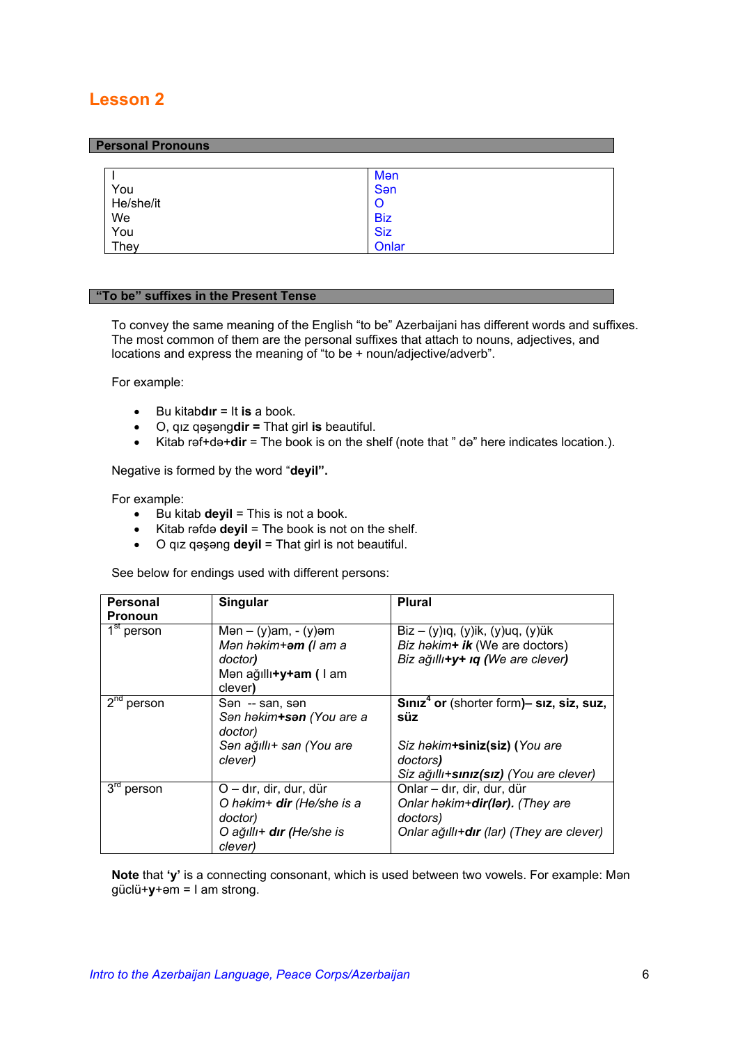# Lesson 2

## Personal Pronouns

| | |
|---|---|
| I | Mən |
| You | Sən |
| He/she/it | O |
| We | Biz |
| You | Siz |
| They | Onlar |

## "To be" suffixes in the Present Tense

To convey the same meaning of the English "to be" Azerbaijani has different words and suffixes. The most common of them are the personal suffixes that attach to nouns, adjectives, and locations and express the meaning of "to be + noun/adjective/adverb".

For example:

- Bu kitab**dır** = It **is** a book.
- O, qız qəşəng**dir =** That girl **is** beautiful.
- Kitab rəf+də+**dir** = The book is on the shelf (note that " də" here indicates location.).

Negative is formed by the word "**deyil".**

For example:

- Bu kitab **deyil** = This is not a book.
- Kitab rəfdə **deyil** = The book is not on the shelf.
- O qız qəşəng **deyil** = That girl is not beautiful.

See below for endings used with different persons:

| Personal Pronoun | Singular | Plural |
|---|---|---|
| 1st person | Mən – (y)am, - (y)əm<br>*Mən həkim+**əm** (I am a doctor**)***<br>Mən ağıllı**+y+am (** I am clever**)** | Biz – (y)ıq, (y)ik, (y)uq, (y)ük<br>*Biz həkim**+ ik*** (We are doctors)<br>*Biz ağıllı**+y+ ıq** (We are clever**)*** |
| 2nd person | Sən -- san, sən<br>*Sən həkim**+sən** (You are a doctor)*<br>*Sən ağıllı+ san (You are clever)* | **Sınız**[4] **or** (shorter form**)– sız, siz, suz, süz**<br><br>*Siz həkim***+siniz(siz)** **(***You are doctors**)***<br>*Siz ağıllı**+sınız(sız)** (You are clever)* |
| 3rd person | O – dır, dir, dur, dür<br>*O həkim+ **dir** (He/she is a doctor)*<br>*O ağıllı+ **dır** (He/she is clever)* | Onlar – dır, dir, dur, dür<br>*Onlar həkim+**dir(lər)**. (They are doctors)*<br>*Onlar ağıllı+**dır** (lar) (They are clever)* |

**Note** that **'y'** is a connecting consonant, which is used between two vowels. For example: Mən güclü+**y**+əm = I am strong.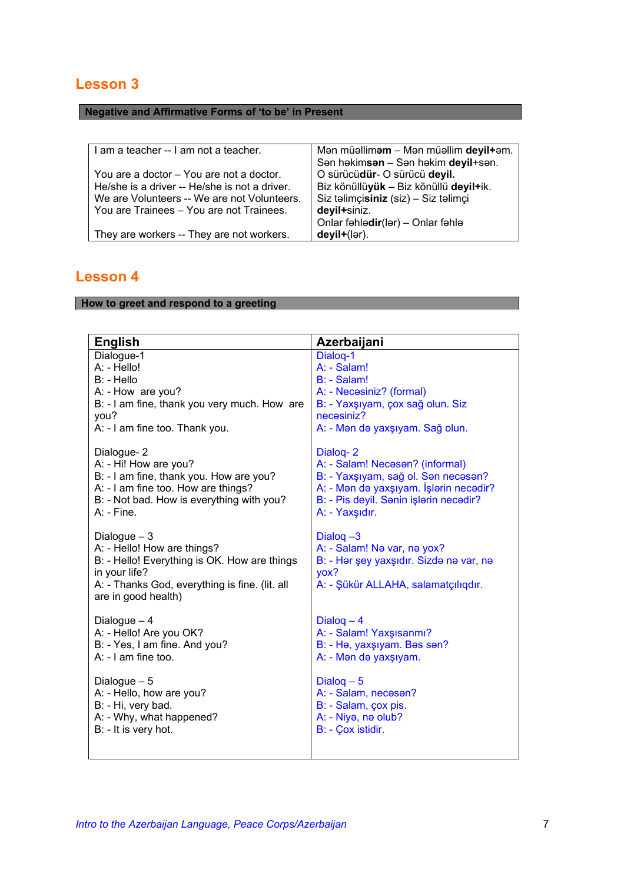## Lesson 3

**Negative and Affirmative Forms of 'to be' in Present**

| | |
|---|---|
| I am a teacher -- I am not a teacher.<br><br>You are a doctor – You are not a doctor.<br>He/she is a driver -- He/she is not a driver.<br>We are Volunteers -- We are not Volunteers.<br>You are Trainees – You are not Trainees.<br><br>They are workers -- They are not workers. | Mən müəllim**əm** – Mən müəllim **deyil+**əm.<br>Sən həkim**sən** – Sən həkim **deyil**+sən.<br>O sürücü**dür**- O sürücü **deyil.**<br>Biz könüllü**yük** – Biz könüllü **deyil+**ik.<br>Siz təlimçi**siniz** (siz) – Siz təlimçi **deyil+**siniz.<br>Onlar fəhlə**dir**(lər) – Onlar fəhlə **deyil+**(lər). |

## Lesson 4

**How to greet and respond to a greeting**

| English | Azerbaijani |
|---|---|
| Dialogue-1<br>A: - Hello!<br>B: - Hello<br>A: - How are you?<br>B: - I am fine, thank you very much. How are you?<br>A: - I am fine too. Thank you. | Dialoq-1<br>A: - Salam!<br>B: - Salam!<br>A: - Necəsiniz? (formal)<br>B: - Yaxşıyam, çox sağ olun. Siz necəsiniz?<br>A: - Mən də yaxşıyam. Sağ olun. |
| Dialogue- 2<br>A: - Hi! How are you?<br>B: - I am fine, thank you. How are you?<br>A: - I am fine too. How are things?<br>B: - Not bad. How is everything with you?<br>A: - Fine. | Dialoq- 2<br>A: - Salam! Necəsən? (informal)<br>B: - Yaxşıyam, sağ ol. Sən necəsən?<br>A: - Mən də yaxşıyam. İşlərin necədir?<br>B: - Pis deyil. Sənin işlərin necədir?<br>A: - Yaxşıdır. |
| Dialogue – 3<br>A: - Hello! How are things?<br>B: - Hello! Everything is OK. How are things in your life?<br>A: - Thanks God, everything is fine. (lit. all are in good health) | Dialoq –3<br>A: - Salam! Nə var, nə yox?<br>B: - Hər şey yaxşıdır. Sizdə nə var, nə yox?<br>A: - Şükür ALLAHA, salamatçılıqdır. |
| Dialogue – 4<br>A: - Hello! Are you OK?<br>B: - Yes, I am fine. And you?<br>A: - I am fine too. | Dialoq – 4<br>A: - Salam! Yaxşısanmı?<br>B: - Hə, yaxşıyam. Bəs sən?<br>A: - Mən də yaxşıyam. |
| Dialogue – 5<br>A: - Hello, how are you?<br>B: - Hi, very bad.<br>A: - Why, what happened?<br>B: - It is very hot. | Dialoq – 5<br>A: - Salam, necəsən?<br>B: - Salam, çox pis.<br>A: - Niyə, nə olub?<br>B: - Çox istidir. |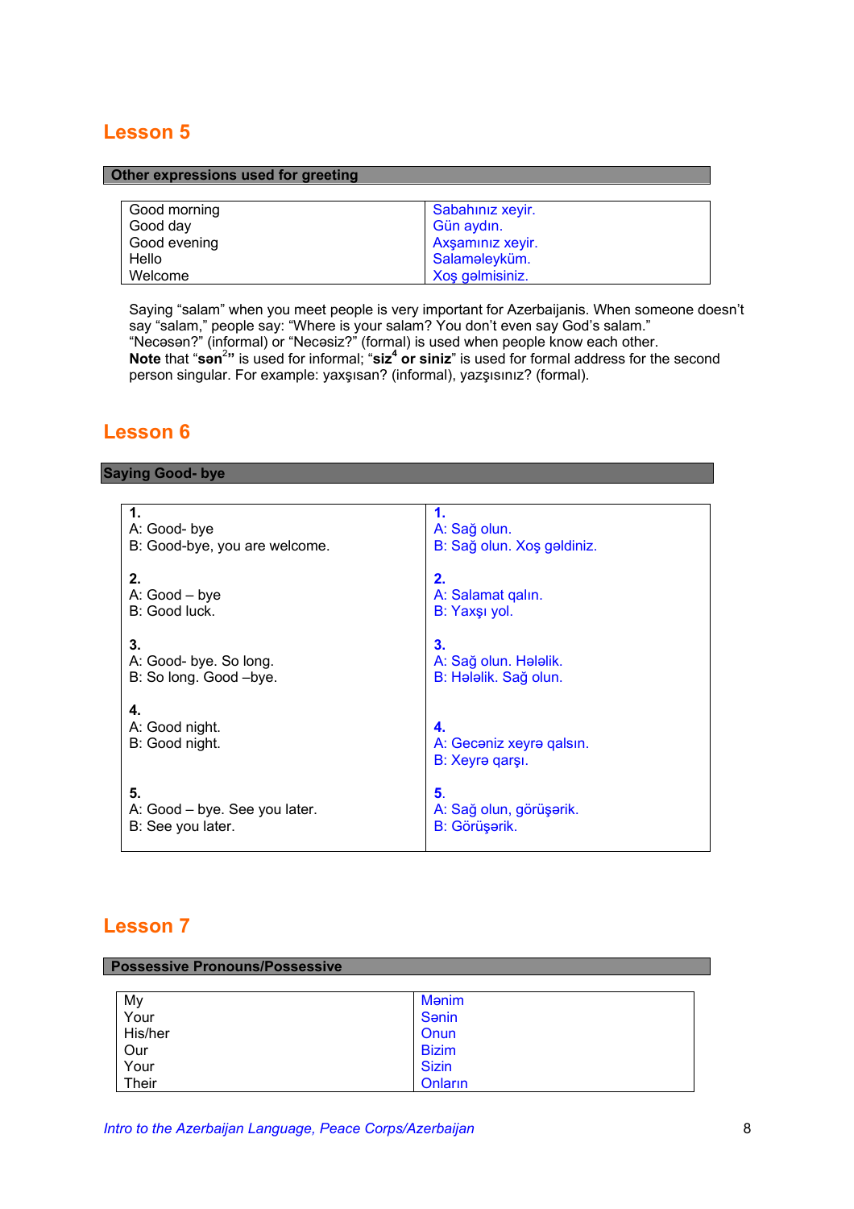## Lesson 5

**Other expressions used for greeting**

| | |
|---|---|
| Good morning | Sabahınız xeyir. |
| Good day | Gün aydın. |
| Good evening | Axşamınız xeyir. |
| Hello | Salaməleyküm. |
| Welcome | Xoş gəlmisiniz. |

Saying "salam" when you meet people is very important for Azerbaijanis. When someone doesn't say "salam," people say: "Where is your salam? You don't even say God's salam." "Necəsən?" (informal) or "Necəsiz?" (formal) is used when people know each other.
**Note** that "**sən**[2]" is used for informal; "**siz**[4] **or siniz**" is used for formal address for the second person singular. For example: yaxşısan? (informal), yazşısınız? (formal).

## Lesson 6

**Saying Good- bye**

| | |
|---|---|
| **1.**<br>A: Good- bye<br>B: Good-bye, you are welcome. | **1.**<br>A: Sağ olun.<br>B: Sağ olun. Xoş gəldiniz. |
| **2.**<br>A: Good – bye<br>B: Good luck. | **2.**<br>A: Salamat qalın.<br>B: Yaxşı yol. |
| **3.**<br>A: Good- bye. So long.<br>B: So long. Good –bye. | **3.**<br>A: Sağ olun. Hələlik.<br>B: Hələlik. Sağ olun. |
| **4.**<br>A: Good night.<br>B: Good night. | **4.**<br>A: Gecəniz xeyrə qalsın.<br>B: Xeyrə qarşı. |
| **5.**<br>A: Good – bye. See you later.<br>B: See you later. | **5.**<br>A: Sağ olun, görüşərik.<br>B: Görüşərik. |

## Lesson 7

**Possessive Pronouns/Possessive**

| | |
|---|---|
| My | Mənim |
| Your | Sənin |
| His/her | Onun |
| Our | Bizim |
| Your | Sizin |
| Their | Onların |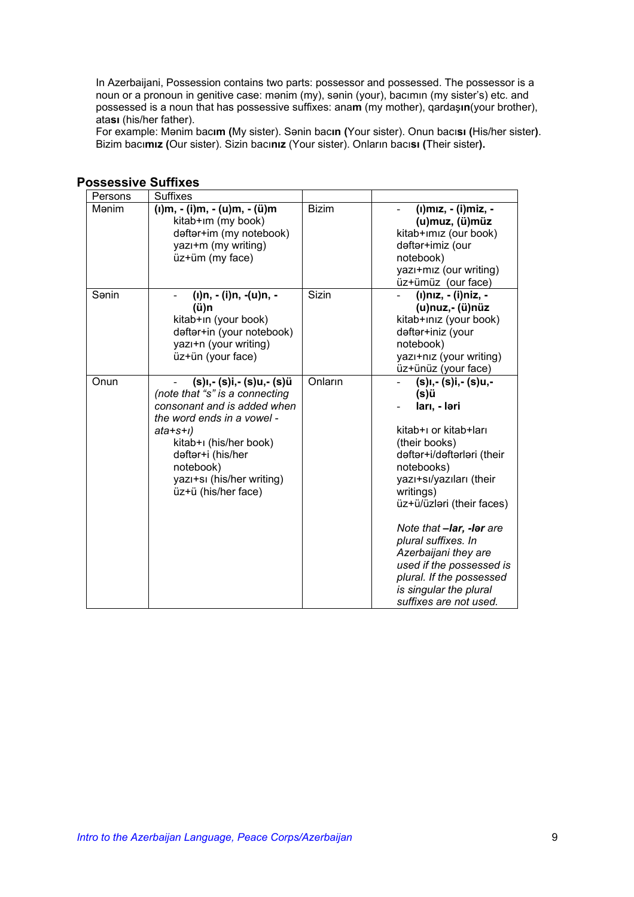In Azerbaijani, Possession contains two parts: possessor and possessed. The possessor is a noun or a pronoun in genitive case: mənim (my), sənin (your), bacımın (my sister's) etc. and possessed is a noun that has possessive suffixes: ana**m** (my mother), qardaş**ın**(your brother), ata**sı** (his/her father).
For example: Mənim bacı**m (**My sister). Sənin bacı**n (**Your sister). Onun bacı**sı (**His/her sister**)**. Bizim bacı**mız (**Our sister). Sizin bacı**nız** (Your sister). Onların bacı**sı (**Their sister**).**

## Possessive Suffixes

| Persons | Suffixes | | |
|---|---|---|---|
| Mənim | **(ı)m, - (i)m, - (u)m, - (ü)m**<br>kitab+ım (my book)<br>dəftər+im (my notebook)<br>yazı+m (my writing)<br>üz+üm (my face) | Bizim | - **(ı)mız, - (i)miz, - (u)muz, (ü)müz**<br>kitab+ımız (our book)<br>dəftər+imiz (our notebook)<br>yazı+mız (our writing)<br>üz+ümüz (our face) |
| Sənin | - **(ı)n, - (i)n, -(u)n, - (ü)n**<br>kitab+ın (your book)<br>dəftər+in (your notebook)<br>yazı+n (your writing)<br>üz+ün (your face) | Sizin | - **(ı)nız, - (i)niz, - (u)nuz,- (ü)nüz**<br>kitab+ınız (your book)<br>dəftər+iniz (your notebook)<br>yazı+nız (your writing)<br>üz+ünüz (your face) |
| Onun | - **(s)ı,- (s)i,- (s)u,- (s)ü**<br>*(note that "s" is a connecting consonant and is added when the word ends in a vowel - ata+s+ı)*<br>kitab+ı (his/her book)<br>dəftər+i (his/her notebook)<br>yazı+sı (his/her writing)<br>üz+ü (his/her face) | Onların | - **(s)ı,- (s)i,- (s)u,- (s)ü**<br>- **ları, - ləri**<br><br>kitab+ı or kitab+ları (their books)<br>dəftər+i/dəftərləri (their notebooks)<br>yazı+sı/yazıları (their writings)<br>üz+ü/üzləri (their faces)<br><br>*Note that **–lar, -lər** are plural suffixes. In Azerbaijani they are used if the possessed is plural. If the possessed is singular the plural suffixes are not used.* |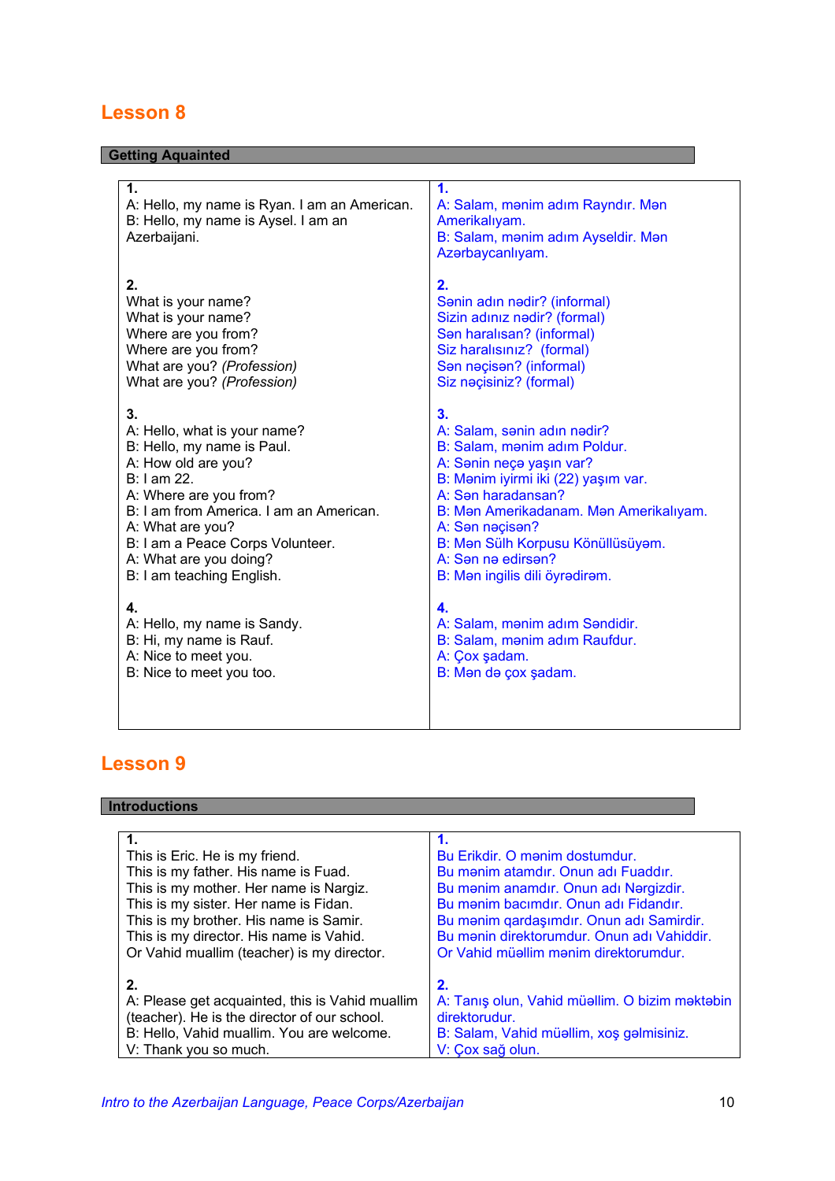# Lesson 8

## Getting Aquainted

| | |
|---|---|
| **1.**<br>A: Hello, my name is Ryan. I am an American.<br>B: Hello, my name is Aysel. I am an Azerbaijani. | **1.**<br>A: Salam, mənim adım Rayndır. Mən Amerikalıyam.<br>B: Salam, mənim adım Ayseldir. Mən Azərbaycanlıyam. |
| **2.**<br>What is your name?<br>What is your name?<br>Where are you from?<br>Where are you from?<br>What are you? *(Profession)*<br>What are you? *(Profession)* | **2.**<br>Sənin adın nədir? (informal)<br>Sizin adınız nədir? (formal)<br>Sən haralısan? (informal)<br>Siz haralısınız? (formal)<br>Sən nəçisən? (informal)<br>Siz nəçisiniz? (formal) |
| **3.**<br>A: Hello, what is your name?<br>B: Hello, my name is Paul.<br>A: How old are you?<br>B: I am 22.<br>A: Where are you from?<br>B: I am from America. I am an American.<br>A: What are you?<br>B: I am a Peace Corps Volunteer.<br>A: What are you doing?<br>B: I am teaching English. | **3.**<br>A: Salam, sənin adın nədir?<br>B: Salam, mənim adım Poldur.<br>A: Sənin neçə yaşın var?<br>B: Mənim iyirmi iki (22) yaşım var.<br>A: Sən haradansan?<br>B: Mən Amerikadanam. Mən Amerikalıyam.<br>A: Sən nəçisən?<br>B: Mən Sülh Korpusu Könüllüsüyəm.<br>A: Sən nə edirsən?<br>B: Mən ingilis dili öyrədirəm. |
| **4.**<br>A: Hello, my name is Sandy.<br>B: Hi, my name is Rauf.<br>A: Nice to meet you.<br>B: Nice to meet you too. | **4.**<br>A: Salam, mənim adım Səndidir.<br>B: Salam, mənim adım Raufdur.<br>A: Çox şadam.<br>B: Mən də çox şadam. |

# Lesson 9

## Introductions

| | |
|---|---|
| **1.**<br>This is Eric. He is my friend.<br>This is my father. His name is Fuad.<br>This is my mother. Her name is Nargiz.<br>This is my sister. Her name is Fidan.<br>This is my brother. His name is Samir.<br>This is my director. His name is Vahid.<br>Or Vahid muallim (teacher) is my director. | **1.**<br>Bu Erikdir. O mənim dostumdur.<br>Bu mənim atamdır. Onun adı Fuaddır.<br>Bu mənim anamdır. Onun adı Nərgizdir.<br>Bu mənim bacımdır. Onun adı Fidandır.<br>Bu mənim qardaşımdır. Onun adı Samirdir.<br>Bu mənin direktorumdur. Onun adı Vahiddir.<br>Or Vahid müəllim mənim direktorumdur. |
| **2.**<br>A: Please get acquainted, this is Vahid muallim (teacher). He is the director of our school.<br>B: Hello, Vahid muallim. You are welcome.<br>V: Thank you so much. | **2.**<br>A: Tanış olun, Vahid müəllim. O bizim məktəbin direktorudur.<br>B: Salam, Vahid müəllim, xoş gəlmisiniz.<br>V: Çox sağ olun. |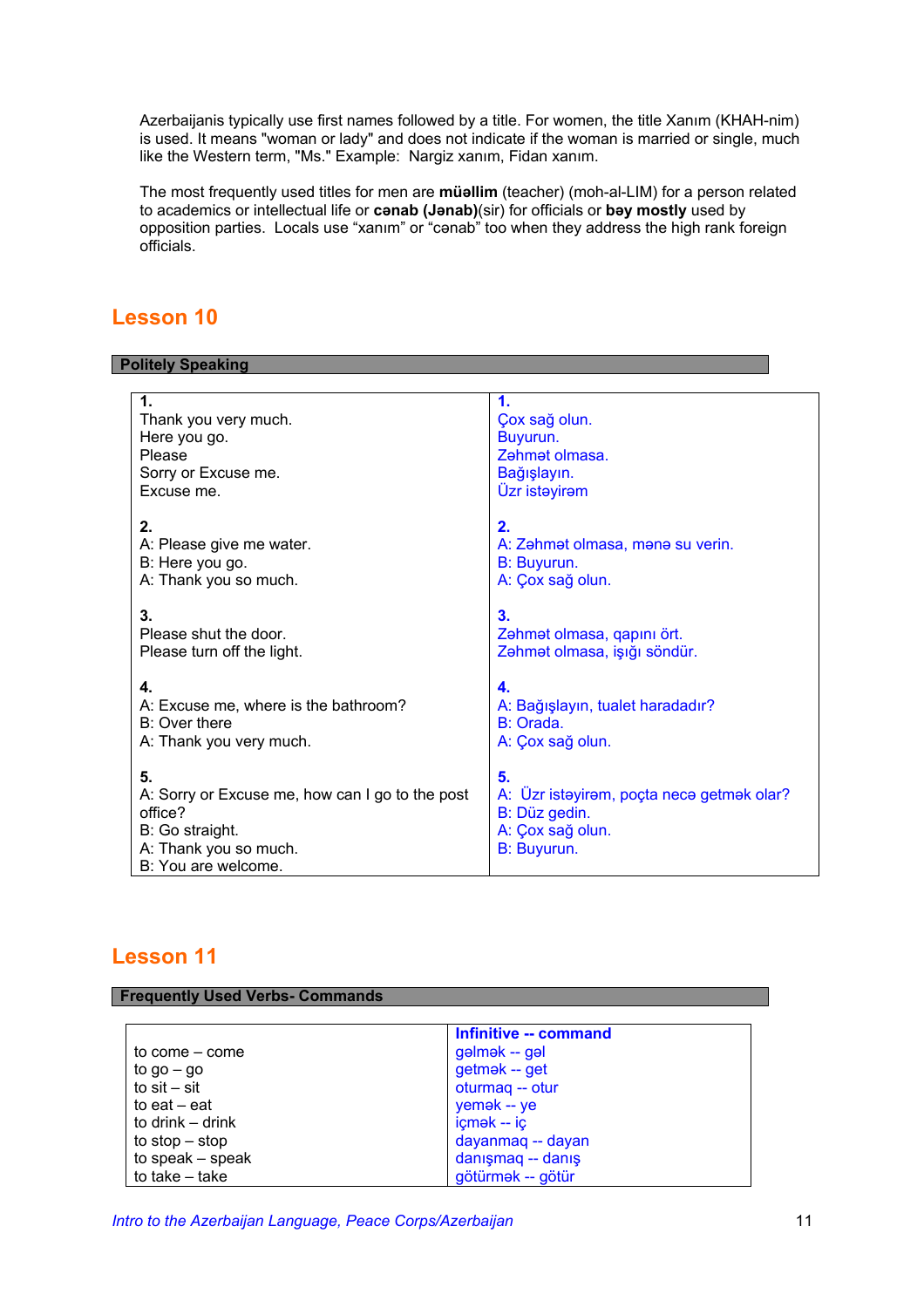Azerbaijanis typically use first names followed by a title. For women, the title Xanım (KHAH-nim) is used. It means "woman or lady" and does not indicate if the woman is married or single, much like the Western term, "Ms." Example:  Nargiz xanım, Fidan xanım.

The most frequently used titles for men are **müəllim** (teacher) (moh-al-LIM) for a person related to academics or intellectual life or **cənab (Jənab)**(sir) for officials or **bəy mostly** used by opposition parties.  Locals use “xanım” or “cənab” too when they address the high rank foreign officials.

## Lesson 10

### Politely Speaking

| | |
|---|---|
| **1.**<br>Thank you very much.<br>Here you go.<br>Please<br>Sorry or Excuse me.<br>Excuse me. | **1.**<br>Çox sağ olun.<br>Buyurun.<br>Zəhmət olmasa.<br>Bağışlayın.<br>Üzr istəyirəm |
| **2.**<br>A: Please give me water.<br>B: Here you go.<br>A: Thank you so much. | **2.**<br>A: Zəhmət olmasa, mənə su verin.<br>B: Buyurun.<br>A: Çox sağ olun. |
| **3.**<br>Please shut the door.<br>Please turn off the light. | **3.**<br>Zəhmət olmasa, qapını ört.<br>Zəhmət olmasa, işığı söndür. |
| **4.**<br>A: Excuse me, where is the bathroom?<br>B: Over there<br>A: Thank you very much. | **4.**<br>A: Bağışlayın, tualet haradadır?<br>B: Orada.<br>A: Çox sağ olun. |
| **5.**<br>A: Sorry or Excuse me, how can I go to the post office?<br>B: Go straight.<br>A: Thank you so much.<br>B: You are welcome. | **5.**<br>A:  Üzr istəyirəm, poçta necə getmək olar?<br>B: Düz gedin.<br>A: Çox sağ olun.<br>B: Buyurun. |

## Lesson 11

### Frequently Used Verbs- Commands

| | **Infinitive -- command** |
|---|---|
| to come – come | gəlmək -- gəl |
| to go – go | getmək -- get |
| to sit – sit | oturmaq -- otur |
| to eat – eat | yemək -- ye |
| to drink – drink | içmək -- iç |
| to stop – stop | dayanmaq -- dayan |
| to speak – speak | danışmaq -- danış |
| to take – take | götürmək -- götür |

*Intro to the Azerbaijan Language, Peace Corps/Azerbaijan*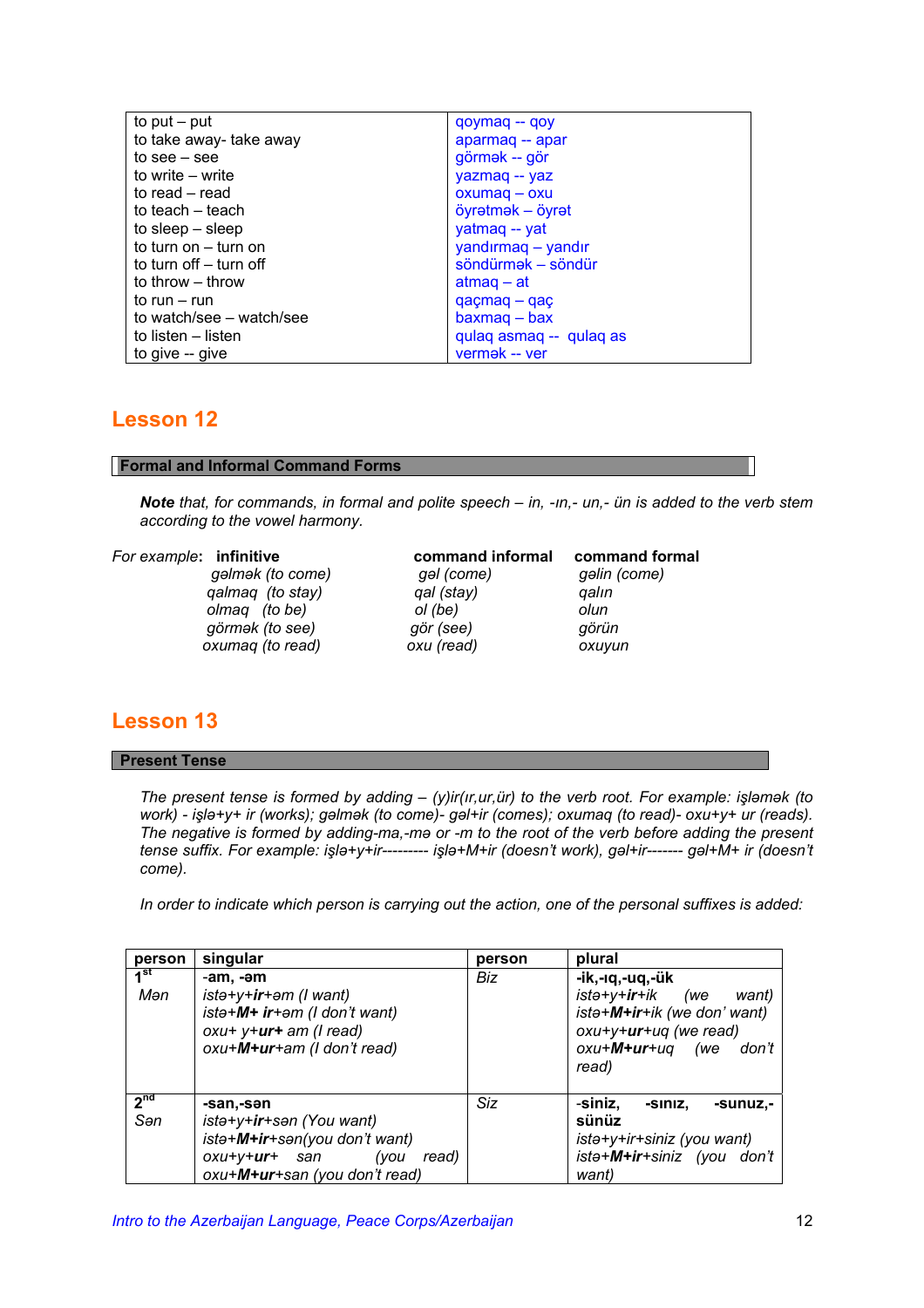| to put – put | qoymaq -- qoy |
|---|---|
| to take away- take away | aparmaq -- apar |
| to see – see | görmək -- gör |
| to write – write | yazmaq -- yaz |
| to read – read | oxumaq – oxu |
| to teach – teach | öyrətmək – öyrət |
| to sleep – sleep | yatmaq -- yat |
| to turn on – turn on | yandırmaq – yandır |
| to turn off – turn off | söndürmək – söndür |
| to throw – throw | atmaq – at |
| to run – run | qaçmaq – qaç |
| to watch/see – watch/see | baxmaq – bax |
| to listen – listen | qulaq asmaq -- qulaq as |
| to give -- give | vermək -- ver |

## Lesson 12

### Formal and Informal Command Forms

***Note*** *that, for commands, in formal and polite speech – in, -ın,- un,- ün is added to the verb stem according to the vowel harmony.*

*For example*: **infinitive** / **command informal** / **command formal**

| infinitive | command informal | command formal |
|---|---|---|
| *gəlmək (to come)* | *gəl (come)* | *gəlin (come)* |
| *qalmaq (to stay)* | *qal (stay)* | *qalın* |
| *olmaq (to be)* | *ol (be)* | *olun* |
| *görmək (to see)* | *gör (see)* | *görün* |
| *oxumaq (to read)* | *oxu (read)* | *oxuyun* |

## Lesson 13

### Present Tense

*The present tense is formed by adding – (y)ir(ır,ur,ür) to the verb root. For example: işləmək (to work) - işlə+y+ ir (works); gəlmək (to come)- gəl+ir (comes); oxumaq (to read)- oxu+y+ ur (reads). The negative is formed by adding-ma,-mə or -m to the root of the verb before adding the present tense suffix. For example: işlə+y+ir--------- işlə+M+ir (doesn't work), gəl+ir------- gəl+M+ ir (doesn't come).*

*In order to indicate which person is carrying out the action, one of the personal suffixes is added:*

| person | singular | person | plural |
|---|---|---|---|
| 1st *Mən* | **-am, -əm**<br>*istə+y+**ir**+əm (I want)*<br>*istə+**M+ ir**+əm (I don't want)*<br>*oxu+ y+**ur+** am (I read)*<br>*oxu+**M+ur**+am (I don't read)* | *Biz* | **-ik,-ıq,-uq,-ük**<br>*istə+y+**ir**+ik (we want)*<br>*istə+**M+ir**+ik (we don' want)*<br>*oxu+y+**ur**+uq (we read)*<br>*oxu+**M+ur**+uq (we don't read)* |
| 2nd *Sən* | **-san,-sən**<br>*istə+y+**ir**+sən (You want)*<br>*istə+**M+ir**+sən(you don't want)*<br>*oxu+y+**ur**+ san (you read)*<br>*oxu+**M+ur**+san (you don't read)* | *Siz* | **-siniz, -sınız, -sunuz,- sünüz**<br>*istə+y+ir+siniz (you want)*<br>*istə+**M+ir**+siniz (you don't want)* |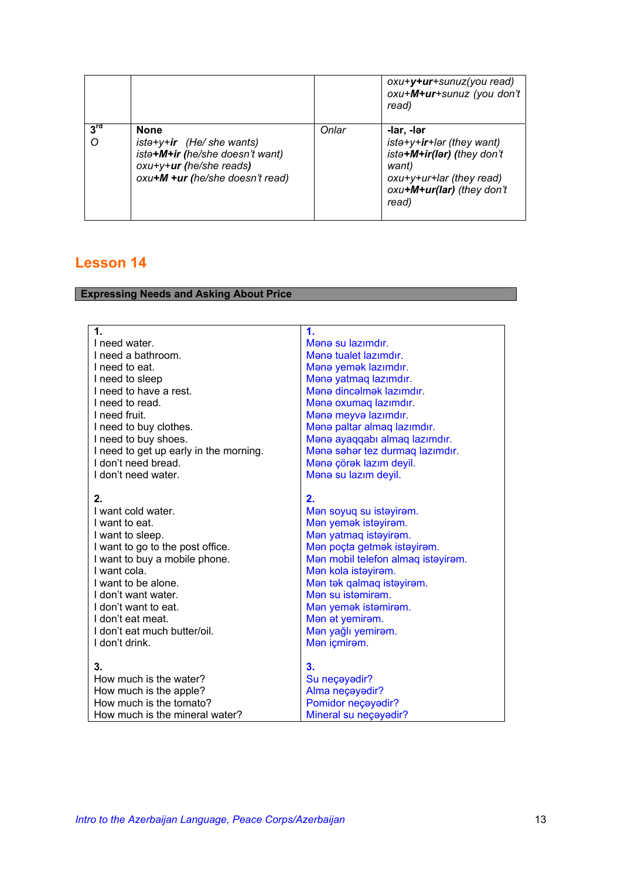| | | | *oxu+**y+ur**+sunuz(you read)* <br> *oxu+**M+ur**+sunuz (you don't read)* |
|---|---|---|---|
| 3[rd] O | **None** <br> *istə+y+**ir** (He/ she wants)* <br> *istə**+M+ir** (he/she doesn't want)* <br> *oxu+y+**ur** (he/she reads)* <br> *oxu**+M +ur** (he/she doesn't read)* | *Onlar* | **-lar, -lər** <br> *istə+y+**ir**+lər (they want)* <br> *istə**+M+ir(lər)** (they don't want)* <br> *oxu+y+ur+lar (they read)* <br> *oxu**+M+ur(lar)** (they don't read)* |

## Lesson 14

### Expressing Needs and Asking About Price

| | |
|---|---|
| **1.** <br> I need water. <br> I need a bathroom. <br> I need to eat. <br> I need to sleep <br> I need to have a rest. <br> I need to read. <br> I need fruit. <br> I need to buy clothes. <br> I need to buy shoes. <br> I need to get up early in the morning. <br> I don't need bread. <br> I don't need water. | **1.** <br> Mənə su lazımdır. <br> Mənə tualet lazımdır. <br> Mənə yemək lazımdır. <br> Mənə yatmaq lazımdır. <br> Mənə dincəlmək lazımdır. <br> Mənə oxumaq lazımdır. <br> Mənə meyvə lazımdır. <br> Mənə paltar almaq lazımdır. <br> Mənə ayaqqabı almaq lazımdır. <br> Mənə səhər tez durmaq lazımdır. <br> Mənə çörək lazım deyil. <br> Mənə su lazım deyil. |
| **2.** <br> I want cold water. <br> I want to eat. <br> I want to sleep. <br> I want to go to the post office. <br> I want to buy a mobile phone. <br> I want cola. <br> I want to be alone. <br> I don't want water. <br> I don't want to eat. <br> I don't eat meat. <br> I don't eat much butter/oil. <br> I don't drink. | **2.** <br> Mən soyuq su istəyirəm. <br> Mən yemək istəyirəm. <br> Mən yatmaq istəyirəm. <br> Mən poçta getmək istəyirəm. <br> Mən mobil telefon almaq istəyirəm. <br> Mən kola istəyirəm. <br> Mən tək qalmaq istəyirəm. <br> Mən su istəmirəm. <br> Mən yemək istəmirəm. <br> Mən ət yemirəm. <br> Mən yağlı yemirəm. <br> Mən içmirəm. |
| **3.** <br> How much is the water? <br> How much is the apple? <br> How much is the tomato? <br> How much is the mineral water? | **3.** <br> Su neçəyədir? <br> Alma neçəyədir? <br> Pomidor neçəyədir? <br> Mineral su neçəyədir? |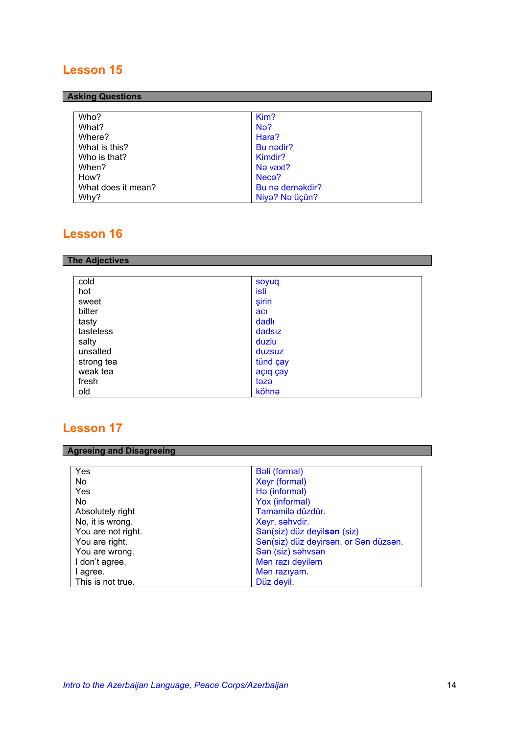# Lesson 15

## Asking Questions

| | |
|---|---|
| Who? | Kim? |
| What? | Nə? |
| Where? | Hara? |
| What is this? | Bu nədir? |
| Who is that? | Kimdir? |
| When? | Nə vaxt? |
| How? | Necə? |
| What does it mean? | Bu nə deməkdir? |
| Why? | Niyə? Nə üçün? |

# Lesson 16

## The Adjectives

| | |
|---|---|
| cold | soyuq |
| hot | isti |
| sweet | şirin |
| bitter | acı |
| tasty | dadlı |
| tasteless | dadsız |
| salty | duzlu |
| unsalted | duzsuz |
| strong tea | tünd çay |
| weak tea | açıq çay |
| fresh | təzə |
| old | köhnə |

# Lesson 17

## Agreeing and Disagreeing

| | |
|---|---|
| Yes | Bəli (formal) |
| No | Xeyr (formal) |
| Yes | Hə (informal) |
| No | Yox (informal) |
| Absolutely right | Tamamilə düzdür. |
| No, it is wrong. | Xeyr, səhvdir. |
| You are not right. | Sən(siz) düz deyil**sən** (siz) |
| You are right. | Sən(siz) düz deyirsən. or Sən düzsən. |
| You are wrong. | Sən (siz) səhvsən |
| I don't agree. | Mən razı deyiləm |
| I agree. | Mən razıyam. |
| This is not true. | Düz deyil. |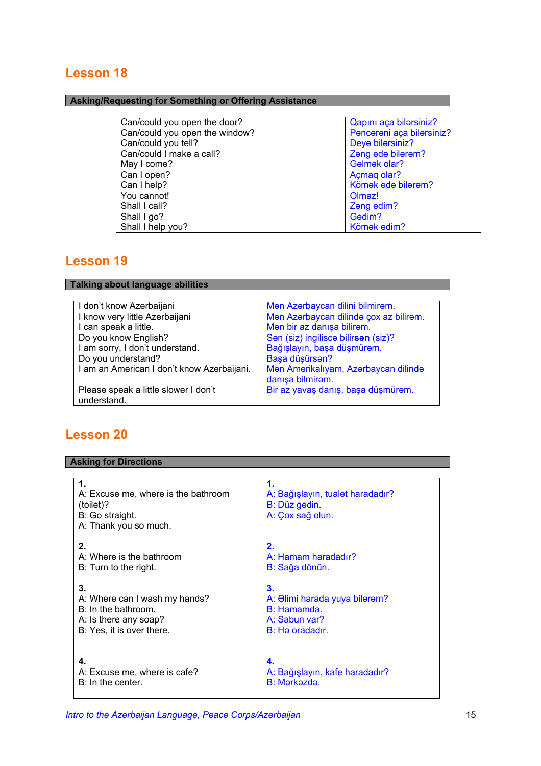## Lesson 18

**Asking/Requesting for Something or Offering Assistance**

| | |
|---|---|
| Can/could you open the door? | Qapını aça bilərsiniz? |
| Can/could you open the window? | Pəncərəni aça bilərsiniz? |
| Can/could you tell? | Deyə bilərsiniz? |
| Can/could I make a call? | Zəng edə bilərəm? |
| May I come? | Gəlmək olar? |
| Can I open? | Açmaq olar? |
| Can I help? | Kömək edə bilərəm? |
| You cannot! | Olmaz! |
| Shall I call? | Zəng edim? |
| Shall I go? | Gedim? |
| Shall I help you? | Kömək edim? |

## Lesson 19

**Talking about language abilities**

| | |
|---|---|
| I don't know Azerbaijani | Mən Azərbaycan dilini bilmirəm. |
| I know very little Azerbaijani | Mən Azərbaycan dilində çox az bilirəm. |
| I can speak a little. | Mən bir az danışa bilirəm. |
| Do you know English? | Sən (siz) ingiliscə bilir**sən** (siz)? |
| I am sorry, I don't understand. | Bağışlayın, başa düşmürəm. |
| Do you understand? | Başa düşürsən? |
| I am an American I don't know Azerbaijani. | Mən Amerikalıyam, Azərbaycan dilində danışa bilmirəm. |
| Please speak a little slower I don't understand. | Bir az yavaş danış, başa düşmürəm. |

## Lesson 20

**Asking for Directions**

| | |
|---|---|
| **1.**<br>A: Excuse me, where is the bathroom (toilet)?<br>B: Go straight.<br>A: Thank you so much. | **1.**<br>A: Bağışlayın, tualet haradadır?<br>B: Düz gedin.<br>A: Çox sağ olun. |
| **2.**<br>A: Where is the bathroom<br>B: Turn to the right. | **2.**<br>A: Hamam haradadır?<br>B: Sağa dönün. |
| **3.**<br>A: Where can I wash my hands?<br>B: In the bathroom.<br>A: Is there any soap?<br>B: Yes, it is over there. | **3.**<br>A: Əlimi harada yuya bilərəm?<br>B: Hamamda.<br>A: Sabun var?<br>B: Hə oradadır. |
| **4.**<br>A: Excuse me, where is cafe?<br>B: In the center. | **4.**<br>A: Bağışlayın, kafe haradadır?<br>B: Mərkəzdə. |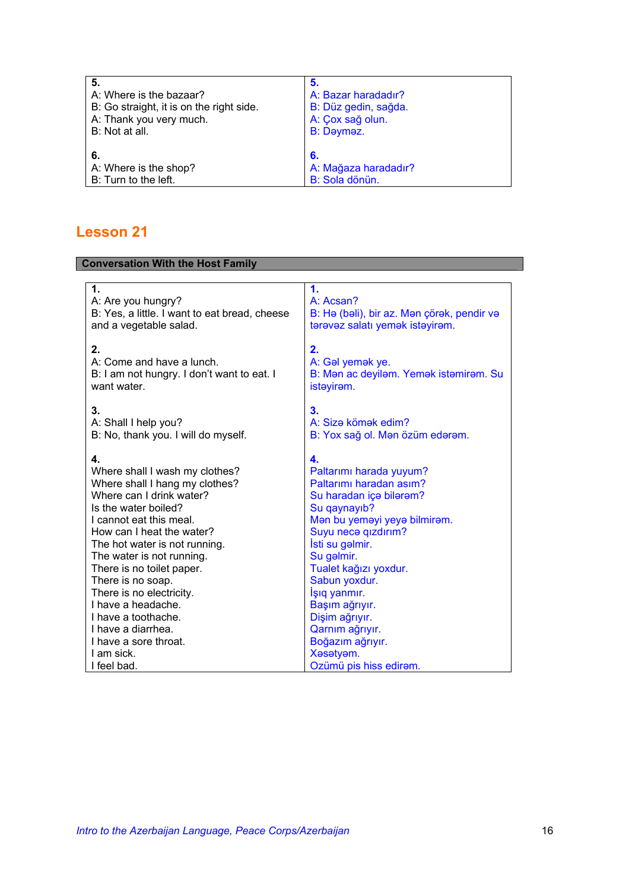| | |
|---|---|
| **5.**<br>A: Where is the bazaar?<br>B: Go straight, it is on the right side.<br>A: Thank you very much.<br>B: Not at all. | **5.**<br>A: Bazar haradadır?<br>B: Düz gedin, sağda.<br>A: Çox sağ olun.<br>B: Dəyməz. |
| **6.**<br>A: Where is the shop?<br>B: Turn to the left. | **6.**<br>A: Mağaza haradadır?<br>B: Sola dönün. |

## Lesson 21

### Conversation With the Host Family

| | |
|---|---|
| **1.**<br>A: Are you hungry?<br>B: Yes, a little. I want to eat bread, cheese and a vegetable salad. | **1.**<br>A: Acsan?<br>B: Hə (bəli), bir az. Mən çörək, pendir və tərəvəz salatı yemək istəyirəm. |
| **2.**<br>A: Come and have a lunch.<br>B: I am not hungry. I don't want to eat. I want water. | **2.**<br>A: Gəl yemək ye.<br>B: Mən ac deyiləm. Yemək istəmirəm. Su istəyirəm. |
| **3.**<br>A: Shall I help you?<br>B: No, thank you. I will do myself. | **3.**<br>A: Sizə kömək edim?<br>B: Yox sağ ol. Mən özüm edərəm. |
| **4.**<br>Where shall I wash my clothes?<br>Where shall I hang my clothes?<br>Where can I drink water?<br>Is the water boiled?<br>I cannot eat this meal.<br>How can I heat the water?<br>The hot water is not running.<br>The water is not running.<br>There is no toilet paper.<br>There is no soap.<br>There is no electricity.<br>I have a headache.<br>I have a toothache.<br>I have a diarrhea.<br>I have a sore throat.<br>I am sick.<br>I feel bad. | **4.**<br>Paltarımı harada yuyum?<br>Paltarımı haradan asım?<br>Su haradan içə bilərəm?<br>Su qaynayıb?<br>Mən bu yeməyi yeyə bilmirəm.<br>Suyu necə qızdırım?<br>İsti su gəlmir.<br>Su gəlmir.<br>Tualet kağızı yoxdur.<br>Sabun yoxdur.<br>İşıq yanmır.<br>Başım ağrıyır.<br>Dişim ağrıyır.<br>Qarnım ağrıyır.<br>Boğazım ağrıyır.<br>Xəstəyəm.<br>Özümü pis hiss edirəm. |

*Intro to the Azerbaijan Language, Peace Corps/Azerbaijan*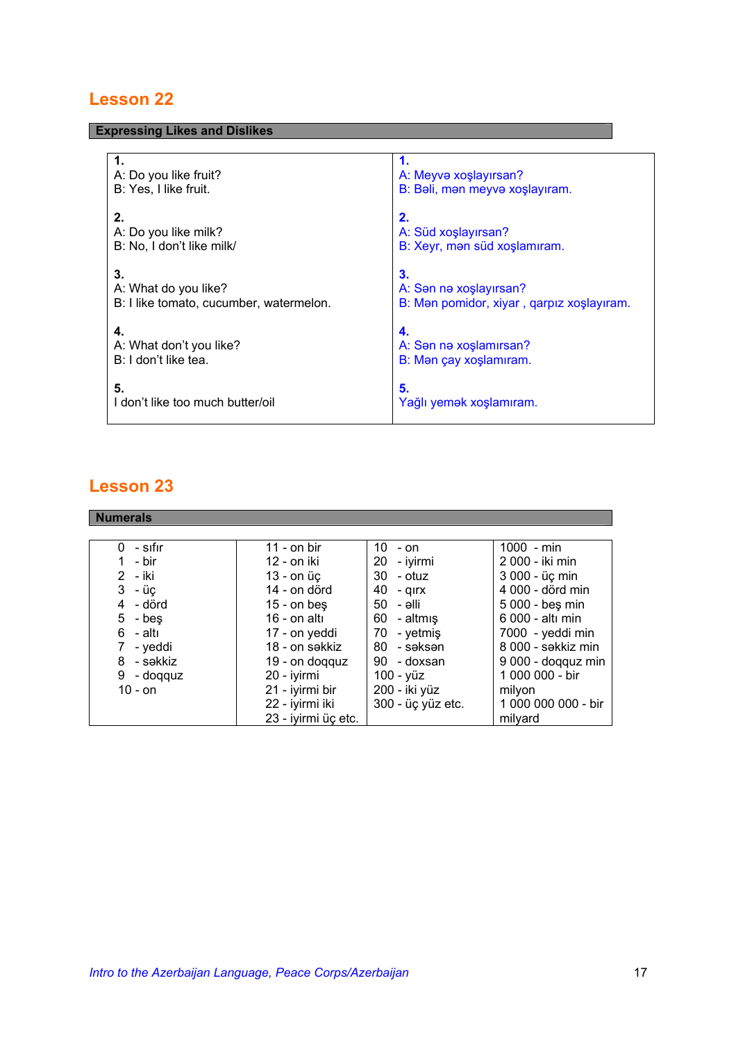## Lesson 22

### Expressing Likes and Dislikes

| | |
|---|---|
| **1.**<br>A: Do you like fruit?<br>B: Yes, I like fruit. | **1.**<br>A: Meyvə xoşlayırsan?<br>B: Bəli, mən meyvə xoşlayıram. |
| **2.**<br>A: Do you like milk?<br>B: No, I don't like milk/ | **2.**<br>A: Süd xoşlayırsan?<br>B: Xeyr, mən süd xoşlamıram. |
| **3.**<br>A: What do you like?<br>B: I like tomato, cucumber, watermelon. | **3.**<br>A: Sən nə xoşlayırsan?<br>B: Mən pomidor, xiyar , qarpız xoşlayıram. |
| **4.**<br>A: What don't you like?<br>B: I don't like tea. | **4.**<br>A: Sən nə xoşlamırsan?<br>B: Mən çay xoşlamıram. |
| **5.**<br>I don't like too much butter/oil | **5.**<br>Yağlı yemək xoşlamıram. |

## Lesson 23

### Numerals

| | | | |
|---|---|---|---|
| 0 - sıfır | 11 - on bir | 10 - on | 1000 - min |
| 1 - bir | 12 - on iki | 20 - iyirmi | 2 000 - iki min |
| 2 - iki | 13 - on üç | 30 - otuz | 3 000 - üç min |
| 3 - üç | 14 - on dörd | 40 - qırx | 4 000 - dörd min |
| 4 - dörd | 15 - on beş | 50 - əlli | 5 000 - beş min |
| 5 - beş | 16 - on altı | 60 - altmış | 6 000 - altı min |
| 6 - altı | 17 - on yeddi | 70 - yetmiş | 7000 - yeddi min |
| 7 - yeddi | 18 - on səkkiz | 80 - səksən | 8 000 - səkkiz min |
| 8 - səkkiz | 19 - on doqquz | 90 - doxsan | 9 000 - doqquz min |
| 9 - doqquz | 20 - iyirmi | 100 - yüz | 1 000 000 - bir milyon |
| 10 - on | 21 - iyirmi bir | 200 - iki yüz | 1 000 000 000 - bir milyard |
| | 22 - iyirmi iki | 300 - üç yüz etc. | |
| | 23 - iyirmi üç etc. | | |